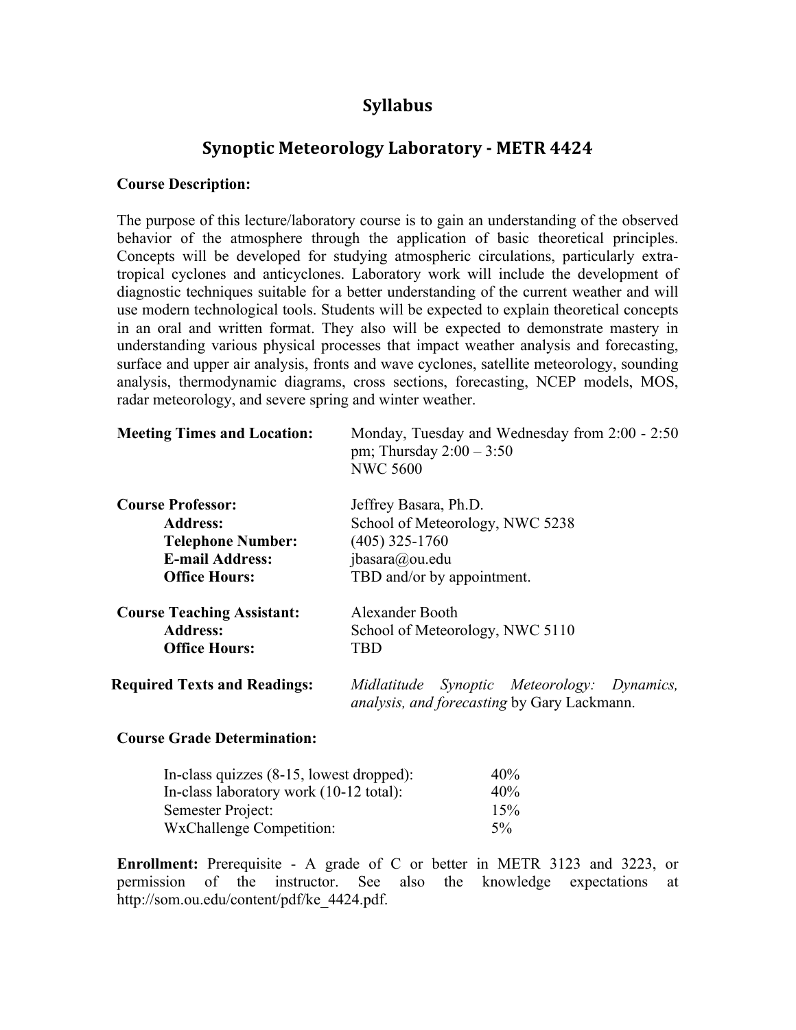# Syllabus

## Synoptic Meteorology Laboratory - METR 4424

**Course Description:**

The purpose of this lecture/laboratory course is to gain an understanding of the observed behavior of the atmosphere through the application of basic theoretical principles. Concepts will be developed for studying atmospheric circulations, particularly extra-tropical cyclones and anticyclones. Laboratory work will include the development of diagnostic techniques suitable for a better understanding of the current weather and will use modern technological tools. Students will be expected to explain theoretical concepts in an oral and written format. They also will be expected to demonstrate mastery in understanding various physical processes that impact weather analysis and forecasting, surface and upper air analysis, fronts and wave cyclones, satellite meteorology, sounding analysis, thermodynamic diagrams, cross sections, forecasting, NCEP models, MOS, radar meteorology, and severe spring and winter weather.

**Meeting Times and Location:** Monday, Tuesday and Wednesday from 2:00 - 2:50 pm; Thursday 2:00 – 3:50
NWC 5600

**Course Professor:** Jeffrey Basara, Ph.D.
**Address:** School of Meteorology, NWC 5238
**Telephone Number:** (405) 325-1760
**E-mail Address:** jbasara@ou.edu
**Office Hours:** TBD and/or by appointment.

**Course Teaching Assistant:** Alexander Booth
**Address:** School of Meteorology, NWC 5110
**Office Hours:** TBD

**Required Texts and Readings:** *Midlatitude Synoptic Meteorology: Dynamics, analysis, and forecasting* by Gary Lackmann.

**Course Grade Determination:**

| | |
|---|---|
| In-class quizzes (8-15, lowest dropped): | 40% |
| In-class laboratory work (10-12 total): | 40% |
| Semester Project: | 15% |
| WxChallenge Competition: | 5% |

**Enrollment:** Prerequisite - A grade of C or better in METR 3123 and 3223, or permission of the instructor. See also the knowledge expectations at http://som.ou.edu/content/pdf/ke_4424.pdf.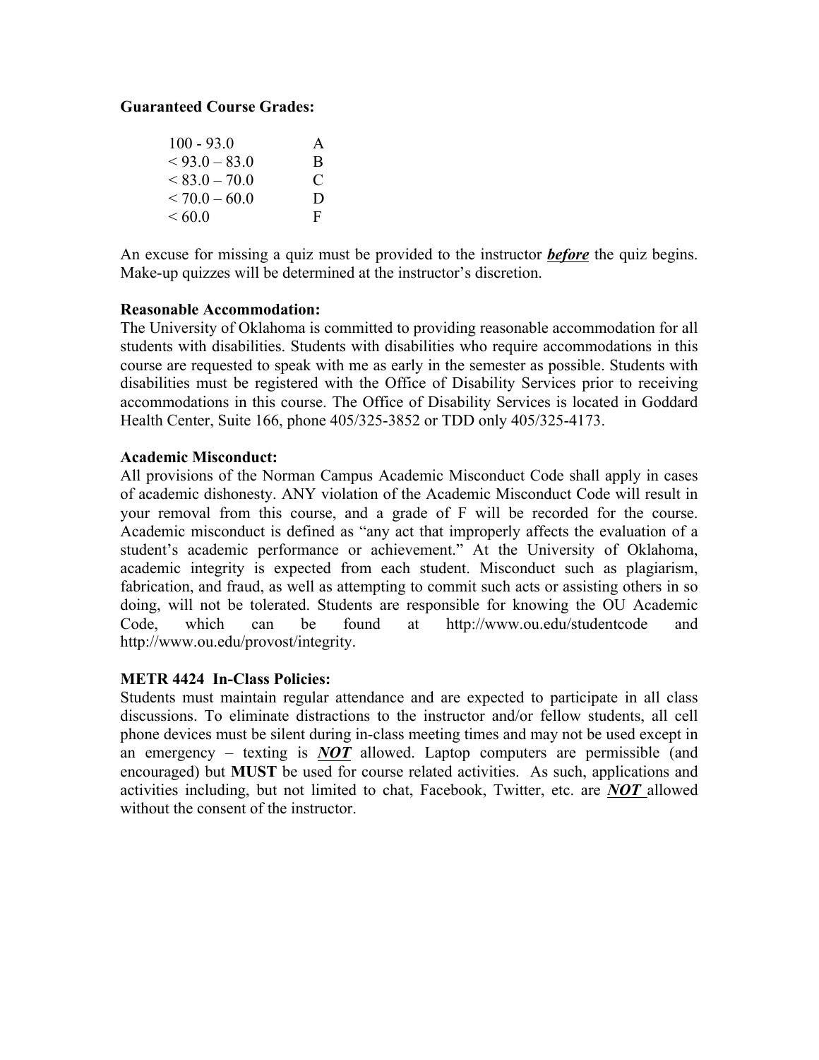**Guaranteed Course Grades:**

| | |
|---|---|
| 100 - 93.0 | A |
| < 93.0 – 83.0 | B |
| < 83.0 – 70.0 | C |
| < 70.0 – 60.0 | D |
| < 60.0 | F |

An excuse for missing a quiz must be provided to the instructor ***before*** the quiz begins. Make-up quizzes will be determined at the instructor's discretion.

**Reasonable Accommodation:**
The University of Oklahoma is committed to providing reasonable accommodation for all students with disabilities. Students with disabilities who require accommodations in this course are requested to speak with me as early in the semester as possible. Students with disabilities must be registered with the Office of Disability Services prior to receiving accommodations in this course. The Office of Disability Services is located in Goddard Health Center, Suite 166, phone 405/325-3852 or TDD only 405/325-4173.

**Academic Misconduct:**
All provisions of the Norman Campus Academic Misconduct Code shall apply in cases of academic dishonesty. ANY violation of the Academic Misconduct Code will result in your removal from this course, and a grade of F will be recorded for the course. Academic misconduct is defined as "any act that improperly affects the evaluation of a student's academic performance or achievement." At the University of Oklahoma, academic integrity is expected from each student. Misconduct such as plagiarism, fabrication, and fraud, as well as attempting to commit such acts or assisting others in so doing, will not be tolerated. Students are responsible for knowing the OU Academic Code, which can be found at http://www.ou.edu/studentcode and http://www.ou.edu/provost/integrity.

**METR 4424 In-Class Policies:**
Students must maintain regular attendance and are expected to participate in all class discussions. To eliminate distractions to the instructor and/or fellow students, all cell phone devices must be silent during in-class meeting times and may not be used except in an emergency – texting is ***NOT*** allowed. Laptop computers are permissible (and encouraged) but **MUST** be used for course related activities. As such, applications and activities including, but not limited to, chat, Facebook, Twitter, etc. are ***NOT*** allowed without the consent of the instructor.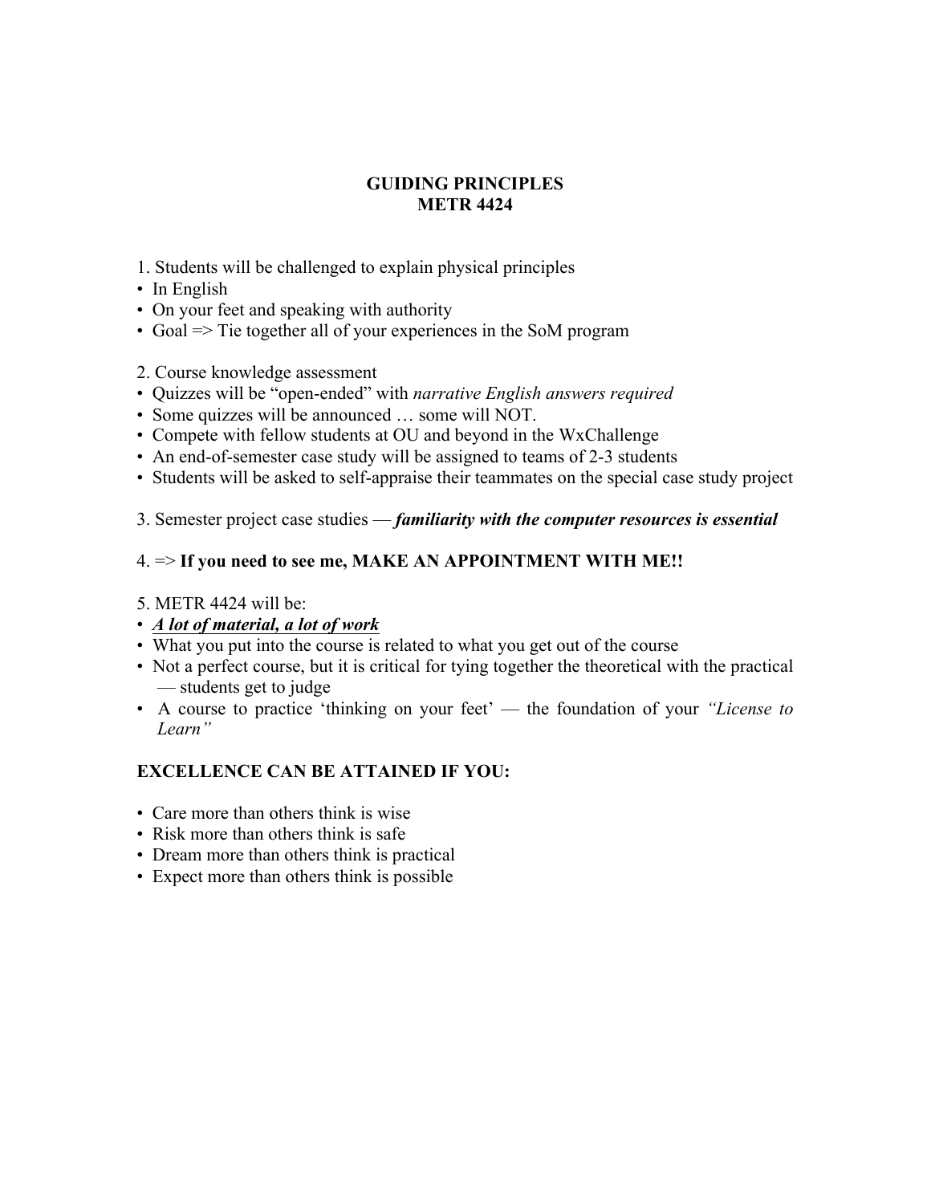# GUIDING PRINCIPLES
# METR 4424

1. Students will be challenged to explain physical principles

- In English
- On your feet and speaking with authority
- Goal => Tie together all of your experiences in the SoM program

2. Course knowledge assessment

- Quizzes will be "open-ended" with *narrative English answers required*
- Some quizzes will be announced … some will NOT.
- Compete with fellow students at OU and beyond in the WxChallenge
- An end-of-semester case study will be assigned to teams of 2-3 students
- Students will be asked to self-appraise their teammates on the special case study project

3. Semester project case studies — ***familiarity with the computer resources is essential***

4. => **If you need to see me, MAKE AN APPOINTMENT WITH ME!!**

5. METR 4424 will be:

- ***<u>A lot of material, a lot of work</u>***
- What you put into the course is related to what you get out of the course
- Not a perfect course, but it is critical for tying together the theoretical with the practical — students get to judge
- A course to practice 'thinking on your feet' — the foundation of your *"License to Learn"*

**EXCELLENCE CAN BE ATTAINED IF YOU:**

- Care more than others think is wise
- Risk more than others think is safe
- Dream more than others think is practical
- Expect more than others think is possible